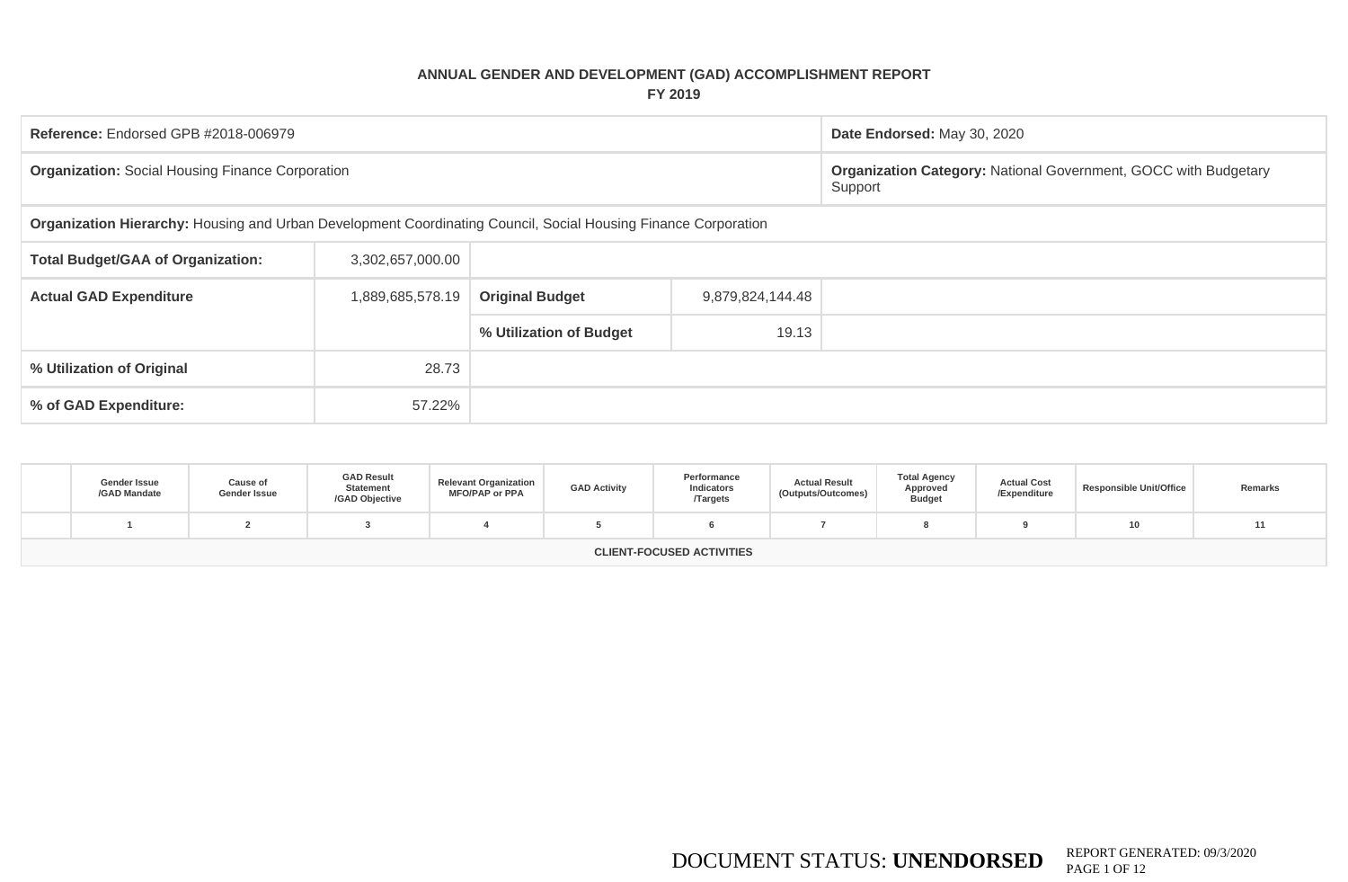**ANNUAL GENDER AND DEVELOPMENT (GAD) ACCOMPLISHMENT REPORT**
**FY 2019**

| | | | | |
|---|---|---|---|---|
| **Reference:** Endorsed GPB #2018-006979 | | | | **Date Endorsed:** May 30, 2020 |
| **Organization:** Social Housing Finance Corporation | | | | **Organization Category:** National Government, GOCC with Budgetary Support |
| **Organization Hierarchy:** Housing and Urban Development Coordinating Council, Social Housing Finance Corporation | | | | |
| **Total Budget/GAA of Organization:** | 3,302,657,000.00 | | | |
| **Actual GAD Expenditure** | 1,889,685,578.19 | **Original Budget** | 9,879,824,144.48 | |
| | | **% Utilization of Budget** | 19.13 | |
| **% Utilization of Original** | 28.73 | | | |
| **% of GAD Expenditure:** | 57.22% | | | |

| | Gender Issue /GAD Mandate | Cause of Gender Issue | GAD Result Statement /GAD Objective | Relevant Organization MFO/PAP or PPA | GAD Activity | Performance Indicators /Targets | Actual Result (Outputs/Outcomes) | Total Agency Approved Budget | Actual Cost /Expenditure | Responsible Unit/Office | Remarks |
|---|---|---|---|---|---|---|---|---|---|---|---|
| | 1 | 2 | 3 | 4 | 5 | 6 | 7 | 8 | 9 | 10 | 11 |
| | | | | | **CLIENT-FOCUSED ACTIVITIES** | | | | | | |

DOCUMENT STATUS: **UNENDORSED**

REPORT GENERATED: 09/3/2020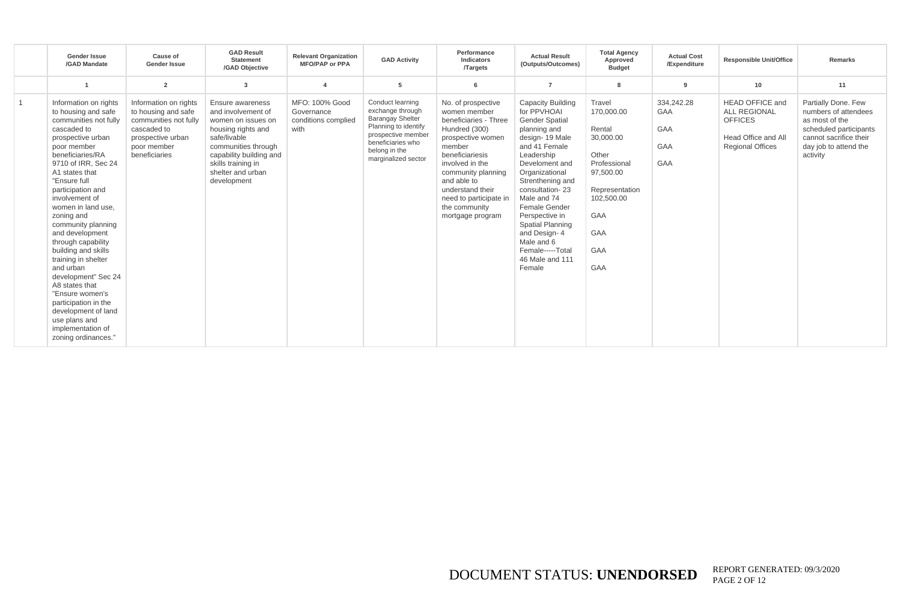| | Gender Issue /GAD Mandate | Cause of Gender Issue | GAD Result Statement /GAD Objective | Relevant Organization MFO/PAP or PPA | GAD Activity | Performance Indicators /Targets | Actual Result (Outputs/Outcomes) | Total Agency Approved Budget | Actual Cost /Expenditure | Responsible Unit/Office | Remarks |
|---|---|---|---|---|---|---|---|---|---|---|---|
| | 1 | 2 | 3 | 4 | 5 | 6 | 7 | 8 | 9 | 10 | 11 |
| 1 | Information on rights to housing and safe communities not fully cascaded to prospective urban poor member beneficiaries/RA 9710 of IRR, Sec 24 A1 states that "Ensure full participation and involvement of women in land use, zoning and community planning and development through capability building and skills training in shelter and urban development" Sec 24 A8 states that "Ensure women's participation in the development of land use plans and implementation of zoning ordinances." | Information on rights to housing and safe communities not fully cascaded to prospective urban poor member beneficiaries | Ensure awareness and involvement of women on issues on housing rights and safe/livable communities through capability building and skills training in shelter and urban development | MFO: 100% Good Governance conditions complied with | Conduct learning exchange through Barangay Shelter Planning to identify prospective member beneficiaries who belong in the marginalized sector | No. of prospective women member beneficiaries - Three Hundred (300) prospective women member beneficiariesis involved in the community planning and able to understand their need to participate in the community mortgage program | Capacity Building for PPVHOAI Gender Spatial planning and design- 19 Male and 41 Female Leadership Develoment and Organizational Strenthening and consultation- 23 Male and 74 Female Gender Perspective in Spatial Planning and Design- 4 Male and 6 Female-----Total 46 Male and 111 Female | Travel 170,000.00<br><br>Rental 30,000.00<br><br>Other Professional 97,500.00<br><br>Representation 102,500.00<br><br>GAA<br><br>GAA<br><br>GAA<br><br>GAA | 334,242.28<br>GAA<br><br>GAA<br><br>GAA<br><br>GAA | HEAD OFFICE and ALL REGIONAL OFFICES<br><br>Head Office and All Regional Offices | Partially Done. Few numbers of attendees as most of the scheduled participants cannot sacrifice their day job to attend the activity |

DOCUMENT STATUS: **UNENDORSED** REPORT GENERATED: 09/3/2020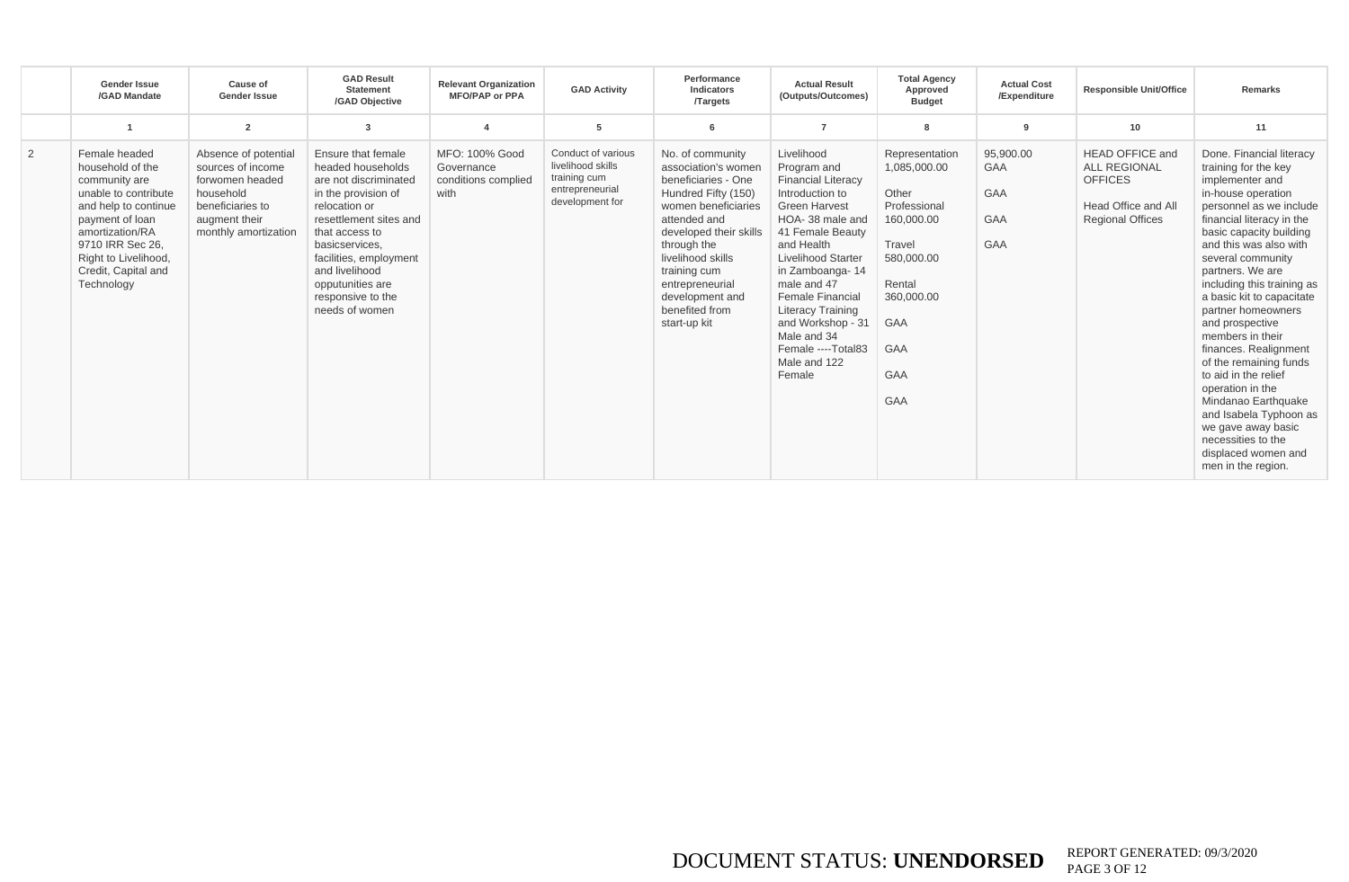| | Gender Issue /GAD Mandate | Cause of Gender Issue | GAD Result Statement /GAD Objective | Relevant Organization MFO/PAP or PPA | GAD Activity | Performance Indicators /Targets | Actual Result (Outputs/Outcomes) | Total Agency Approved Budget | Actual Cost /Expenditure | Responsible Unit/Office | Remarks |
|---|---|---|---|---|---|---|---|---|---|---|---|
| | 1 | 2 | 3 | 4 | 5 | 6 | 7 | 8 | 9 | 10 | 11 |
| 2 | Female headed household of the community are unable to contribute and help to continue payment of loan amortization/RA 9710 IRR Sec 26, Right to Livelihood, Credit, Capital and Technology | Absence of potential sources of income forwomen headed household beneficiaries to augment their monthly amortization | Ensure that female headed households are not discriminated in the provision of relocation or resettlement sites and that access to basicservices, facilities, employment and livelihood opputunities are responsive to the needs of women | MFO: 100% Good Governance conditions complied with | Conduct of various livelihood skills training cum entrepreneurial development for | No. of community association's women beneficiaries - One Hundred Fifty (150) women beneficiaries attended and developed their skills through the livelihood skills training cum entrepreneurial development and benefited from start-up kit | Livelihood Program and Financial Literacy Introduction to Green Harvest HOA- 38 male and 41 Female Beauty and Health Livelihood Starter in Zamboanga- 14 male and 47 Female Financial Literacy Training and Workshop - 31 Male and 34 Female ----Total83 Male and 122 Female | Representation 1,085,000.00<br><br>Other Professional 160,000.00<br><br>Travel 580,000.00<br><br>Rental 360,000.00<br><br>GAA<br><br>GAA<br><br>GAA<br><br>GAA | 95,900.00<br>GAA<br><br>GAA<br><br>GAA<br><br>GAA | HEAD OFFICE and ALL REGIONAL OFFICES<br><br>Head Office and All Regional Offices | Done. Financial literacy training for the key implementer and in-house operation personnel as we include financial literacy in the basic capacity building and this was also with several community partners. We are including this training as a basic kit to capacitate partner homeowners and prospective members in their finances. Realignment of the remaining funds to aid in the relief operation in the Mindanao Earthquake and Isabela Typhoon as we gave away basic necessities to the displaced women and men in the region. |

DOCUMENT STATUS: **UNENDORSED** REPORT GENERATED: 09/3/2020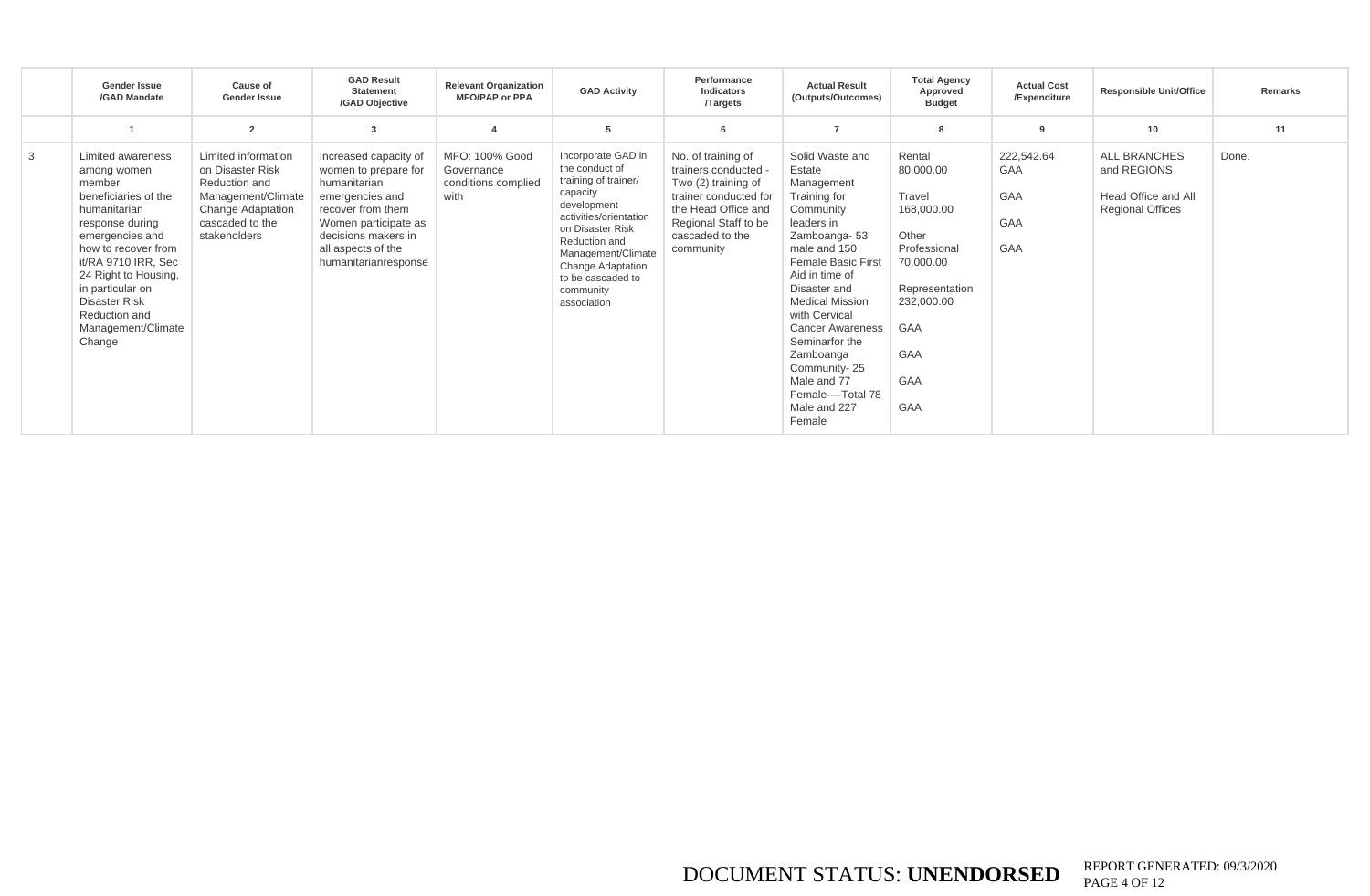| | Gender Issue /GAD Mandate | Cause of Gender Issue | GAD Result Statement /GAD Objective | Relevant Organization MFO/PAP or PPA | GAD Activity | Performance Indicators /Targets | Actual Result (Outputs/Outcomes) | Total Agency Approved Budget | Actual Cost /Expenditure | Responsible Unit/Office | Remarks |
|---|---|---|---|---|---|---|---|---|---|---|---|
| | 1 | 2 | 3 | 4 | 5 | 6 | 7 | 8 | 9 | 10 | 11 |
| 3 | Limited awareness among women member beneficiaries of the humanitarian response during emergencies and how to recover from it/RA 9710 IRR, Sec 24 Right to Housing, in particular on Disaster Risk Reduction and Management/Climate Change | Limited information on Disaster Risk Reduction and Management/Climate Change Adaptation cascaded to the stakeholders | Increased capacity of women to prepare for humanitarian emergencies and recover from them Women participate as decisions makers in all aspects of the humanitarianresponse | MFO: 100% Good Governance conditions complied with | Incorporate GAD in the conduct of training of trainer/ capacity development activities/orientation on Disaster Risk Reduction and Management/Climate Change Adaptation to be cascaded to community association | No. of training of trainers conducted - Two (2) training of trainer conducted for the Head Office and Regional Staff to be cascaded to the community | Solid Waste and Estate Management Training for Community leaders in Zamboanga- 53 male and 150 Female Basic First Aid in time of Disaster and Medical Mission with Cervical Cancer Awareness Seminarfor the Zamboanga Community- 25 Male and 77 Female----Total 78 Male and 227 Female | Rental 80,000.00<br><br>Travel 168,000.00<br><br>Other Professional 70,000.00<br><br>Representation 232,000.00<br><br>GAA<br><br>GAA<br><br>GAA<br><br>GAA | 222,542.64 GAA<br><br>GAA<br><br>GAA<br><br>GAA | ALL BRANCHES and REGIONS<br><br>Head Office and All Regional Offices | Done. |

DOCUMENT STATUS: **UNENDORSED** REPORT GENERATED: 09/3/2020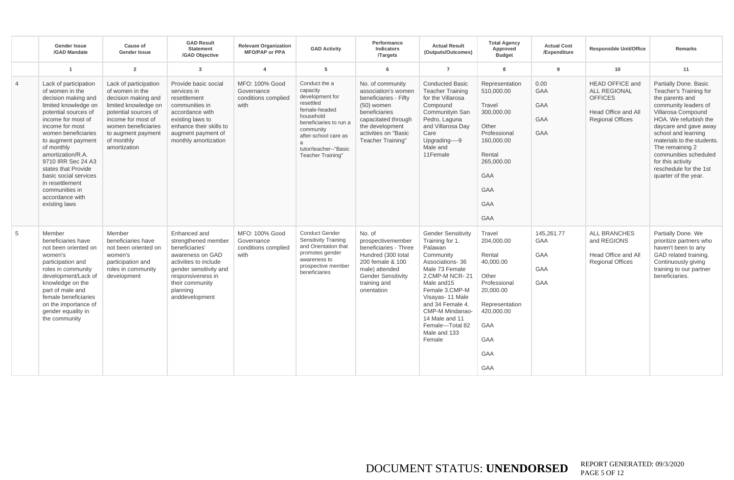| | Gender Issue /GAD Mandate | Cause of Gender Issue | GAD Result Statement /GAD Objective | Relevant Organization MFO/PAP or PPA | GAD Activity | Performance Indicators /Targets | Actual Result (Outputs/Outcomes) | Total Agency Approved Budget | Actual Cost /Expenditure | Responsible Unit/Office | Remarks |
|---|---|---|---|---|---|---|---|---|---|---|---|
| | 1 | 2 | 3 | 4 | 5 | 6 | 7 | 8 | 9 | 10 | 11 |
| 4 | Lack of participation of women in the decision making and limited knowledge on potential sources of income for most of income for most women beneficiaries to augment payment of monthly amortization/R.A. 9710 IRR Sec 24 A3 states that Provide basic social services in resettlement communities in accordance with existing laws | Lack of participation of women in the decision making and limited knowledge on potential sources of income for most of women beneficiaries to augment payment of monthly amortization | Provide basic social services in resettlement communities in accordance with existing laws to enhance their skills to augment payment of monthly amortization | MFO: 100% Good Governance conditions complied with | Conduct the a capacity development for resettled female-headed household beneficiaries to run a community after-school care as a tutor/teacher--"Basic Teacher Training" | No. of community association's women beneficiaries - Fifty (50) women beneficiaries capacitated through the development activities on "Basic Teacher Training" | Conducted Basic Teacher Training for the Villarosa Compound Communityin San Pedro, Laguna and Villarosa Day Care Upgrading----9 Male and 11Female | Representation 510,000.00<br>Travel 300,000.00<br>Other Professional 160,000.00<br>Rental 265,000.00<br>GAA<br>GAA<br>GAA<br>GAA | 0.00<br>GAA<br>GAA<br>GAA<br>GAA | HEAD OFFICE and ALL REGIONAL OFFICES<br>Head Office and All Regional Offices | Partially Done. Basic Teacher's Training for the parents and community leaders of Villarosa Compound HOA. We refurbish the daycare and gave away school and learning materials to the students. The remaining 2 communities scheduled for this activity reschedule for the 1st quarter of the year. |
| 5 | Member beneficiaries have not been oriented on women's participation and roles in community development/Lack of knowledge on the part of male and female beneficiaries on the importance of gender equality in the community | Member beneficiaries have not been oriented on women's participation and roles in community development | Enhanced and strengthened member beneficiaries' awareness on GAD activities to include gender sensitivity and responsiveness in their community planning anddevelopment | MFO: 100% Good Governance conditions complied with | Conduct Gender Sensitivity Training and Orientation that promotes gender awareness to prospective member beneficiaries | No. of prospectivemember beneficiaries - Three Hundred (300 total 200 female & 100 male) attended Gender Sensitivity training and orientation | Gender Sensitivity Training for 1. Palawan Community Associations- 36 Male 73 Female 2.CMP-M NCR- 21 Male and15 Female 3.CMP-M Visayas- 11 Male and 34 Female 4. CMP-M Mindanao- 14 Male and 11 Female---Total 82 Male and 133 Female | Travel 204,000.00<br>Rental 40,000.00<br>Other Professional 20,000.00<br>Representation 420,000.00<br>GAA<br>GAA<br>GAA<br>GAA | 145,261.77<br>GAA<br>GAA<br>GAA<br>GAA | ALL BRANCHES and REGIONS<br>Head Office and All Regional Offices | Partially Done. We prioritize partners who haven't been to any GAD related training. Continuously giving training to our partner beneficiaries. |

DOCUMENT STATUS: **UNENDORSED** REPORT GENERATED: 09/3/2020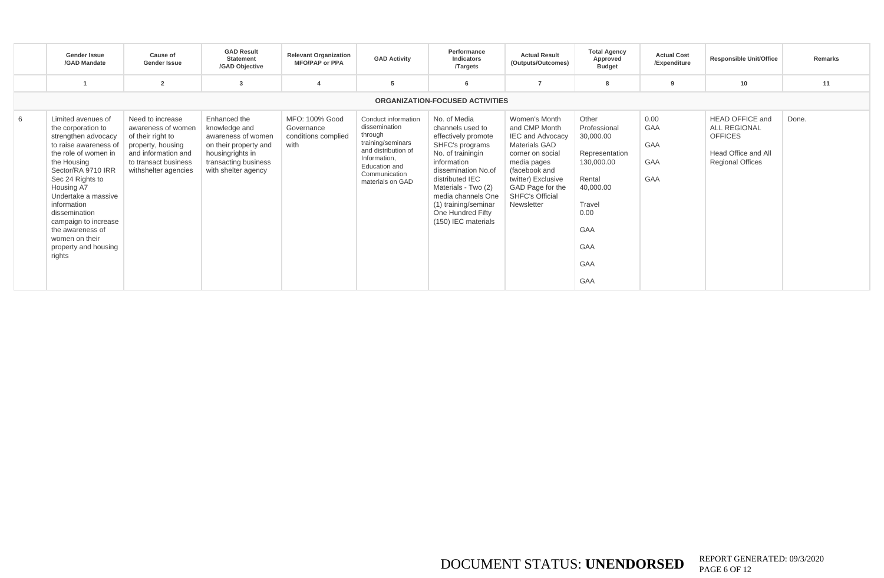| | Gender Issue /GAD Mandate | Cause of Gender Issue | GAD Result Statement /GAD Objective | Relevant Organization MFO/PAP or PPA | GAD Activity | Performance Indicators /Targets | Actual Result (Outputs/Outcomes) | Total Agency Approved Budget | Actual Cost /Expenditure | Responsible Unit/Office | Remarks |
|---|---|---|---|---|---|---|---|---|---|---|---|
| | 1 | 2 | 3 | 4 | 5 | 6 | 7 | 8 | 9 | 10 | 11 |
| **ORGANIZATION-FOCUSED ACTIVITIES** | | | | | | | | | | | |
| 6 | Limited avenues of the corporation to strengthen advocacy to raise awareness of the role of women in the Housing Sector/RA 9710 IRR Sec 24 Rights to Housing A7 Undertake a massive information dissemination campaign to increase the awareness of women on their property and housing rights | Need to increase awareness of women of their right to property, housing and information and to transact business withshelter agencies | Enhanced the knowledge and awareness of women on their property and housingrights in transacting business with shelter agency | MFO: 100% Good Governance conditions complied with | Conduct information dissemination through training/seminars and distribution of Information, Education and Communication materials on GAD | No. of Media channels used to effectively promote SHFC's programs No. of trainingin information dissemination No.of distributed IEC Materials - Two (2) media channels One (1) training/seminar One Hundred Fifty (150) IEC materials | Women's Month and CMP Month IEC and Advocacy Materials GAD corner on social media pages (facebook and twitter) Exclusive GAD Page for the SHFC's Official Newsletter | Other Professional 30,000.00<br><br>Representation 130,000.00<br><br>Rental 40,000.00<br><br>Travel 0.00<br><br>GAA<br><br>GAA<br><br>GAA<br><br>GAA | 0.00<br>GAA<br><br>GAA<br><br>GAA<br><br>GAA | HEAD OFFICE and ALL REGIONAL OFFICES<br><br>Head Office and All Regional Offices | Done. |

DOCUMENT STATUS: **UNENDORSED** REPORT GENERATED: 09/3/2020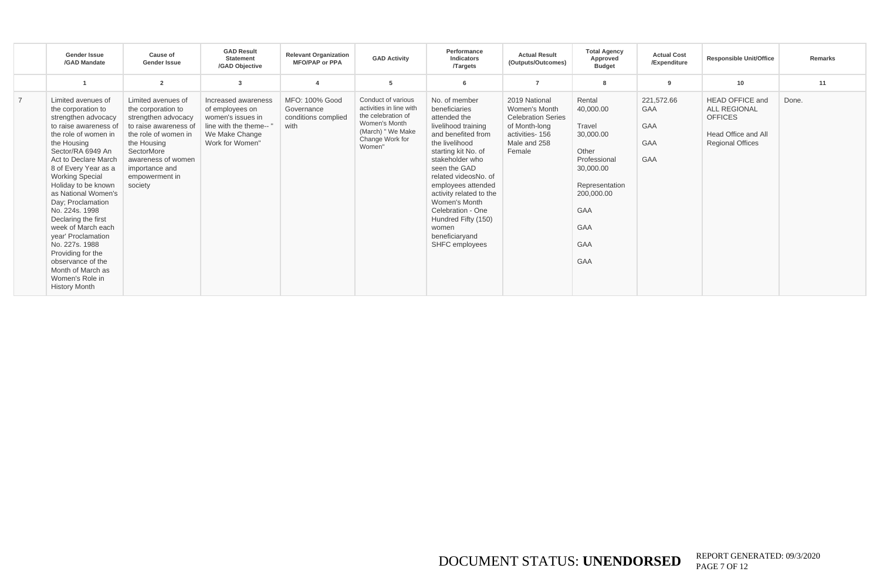| | Gender Issue /GAD Mandate | Cause of Gender Issue | GAD Result Statement /GAD Objective | Relevant Organization MFO/PAP or PPA | GAD Activity | Performance Indicators /Targets | Actual Result (Outputs/Outcomes) | Total Agency Approved Budget | Actual Cost /Expenditure | Responsible Unit/Office | Remarks |
|---|---|---|---|---|---|---|---|---|---|---|---|
| | 1 | 2 | 3 | 4 | 5 | 6 | 7 | 8 | 9 | 10 | 11 |
| 7 | Limited avenues of the corporation to strengthen advocacy to raise awareness of the role of women in the Housing Sector/RA 6949 An Act to Declare March 8 of Every Year as a Working Special Holiday to be known as National Women's Day; Proclamation No. 224s. 1998 Declaring the first week of March each year' Proclamation No. 227s. 1988 Providing for the observance of the Month of March as Women's Role in History Month | Limited avenues of the corporation to strengthen advocacy to raise awareness of the role of women in the Housing SectorMore awareness of women importance and empowerment in society | Increased awareness of employees on women's issues in line with the theme-- " We Make Change Work for Women" | MFO: 100% Good Governance conditions complied with | Conduct of various activities in line with the celebration of Women's Month (March) " We Make Change Work for Women" | No. of member beneficiaries attended the livelihood training and benefited from the livelihood starting kit No. of stakeholder who seen the GAD related videosNo. of employees attended activity related to the Women's Month Celebration - One Hundred Fifty (150) women beneficiaryand SHFC employees | 2019 National Women's Month Celebration Series of Month-long activities- 156 Male and 258 Female | Rental 40,000.00<br><br>Travel 30,000.00<br><br>Other Professional 30,000.00<br><br>Representation 200,000.00<br><br>GAA<br><br>GAA<br><br>GAA<br><br>GAA | 221,572.66 GAA<br><br>GAA<br><br>GAA<br><br>GAA | HEAD OFFICE and ALL REGIONAL OFFICES<br><br>Head Office and All Regional Offices | Done. |

DOCUMENT STATUS: **UNENDORSED** REPORT GENERATED: 09/3/2020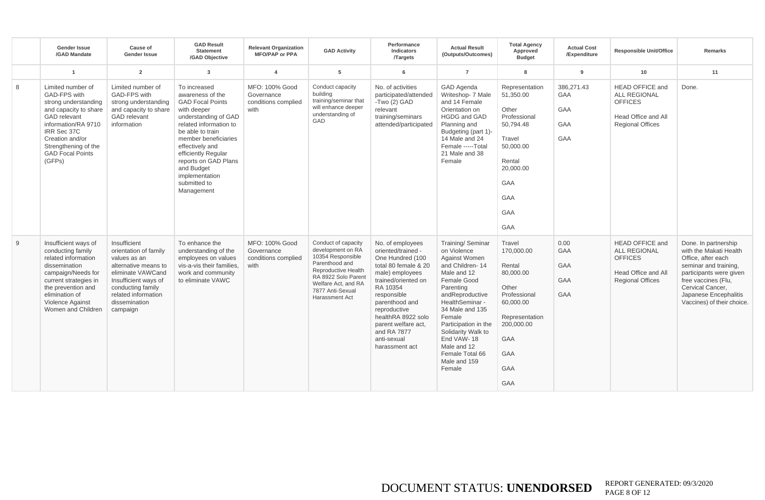| | Gender Issue /GAD Mandate | Cause of Gender Issue | GAD Result Statement /GAD Objective | Relevant Organization MFO/PAP or PPA | GAD Activity | Performance Indicators /Targets | Actual Result (Outputs/Outcomes) | Total Agency Approved Budget | Actual Cost /Expenditure | Responsible Unit/Office | Remarks |
|---|---|---|---|---|---|---|---|---|---|---|---|
| | 1 | 2 | 3 | 4 | 5 | 6 | 7 | 8 | 9 | 10 | 11 |
| 8 | Limited number of GAD-FPS with strong understanding and capacity to share GAD relevant information/RA 9710 IRR Sec 37C Creation and/or Strengthening of the GAD Focal Points (GFPs) | Limited number of GAD-FPS with strong understanding and capacity to share GAD relevant information | To increased awareness of the GAD Focal Points with deeper understanding of GAD related information to be able to train member beneficiaries effectively and efficiently Regular reports on GAD Plans and Budget implementation submitted to Management | MFO: 100% Good Governance conditions complied with | Conduct capacity building training/seminar that will enhance deeper understanding of GAD | No. of activities participated/attended -Two (2) GAD relevant training/seminars attended/participated | GAD Agenda Writeshop- 7 Male and 14 Female Orientation on HGDG and GAD Planning and Budgeting (part 1)- 14 Male and 24 Female -----Total 21 Male and 38 Female | Representation 51,350.00<br><br>Other Professional 50,794.48<br><br>Travel 50,000.00<br><br>Rental 20,000.00<br><br>GAA<br><br>GAA<br><br>GAA<br><br>GAA | 386,271.43<br>GAA<br><br>GAA<br><br>GAA<br><br>GAA | HEAD OFFICE and ALL REGIONAL OFFICES<br><br>Head Office and All Regional Offices | Done. |
| 9 | Insufficient ways of conducting family related information dissemination campaign/Needs for current strategies in the prevention and elimination of Violence Against Women and Children | Insufficient orientation of family values as an alternative means to eliminate VAWCand Insufficient ways of conducting family related information dissemination campaign | To enhance the understanding of the employees on values vis-a-vis their families, work and community to eliminate VAWC | MFO: 100% Good Governance conditions complied with | Conduct of capacity development on RA 10354 Responsible Parenthood and Reproductive Health RA 8922 Solo Parent Welfare Act, and RA 7877 Anti-Sexual Harassment Act | No. of employees oriented/trained - One Hundred (100 total 80 female & 20 male) employees trained/oriented on RA 10354 responsible parenthood and reproductive healthRA 8922 solo parent welfare act, and RA 7877 anti-sexual harassment act | Training/ Seminar on Violence Against Women and Children- 14 Male and 12 Female Good Parenting andReproductive HealthSeminar - 34 Male and 135 Female Participation in the Solidarity Walk to End VAW- 18 Male and 12 Female Total 66 Male and 159 Female | Travel 170,000.00<br><br>Rental 80,000.00<br><br>Other Professional 60,000.00<br><br>Representation 200,000.00<br><br>GAA<br><br>GAA<br><br>GAA<br><br>GAA | 0.00<br>GAA<br><br>GAA<br><br>GAA<br><br>GAA | HEAD OFFICE and ALL REGIONAL OFFICES<br><br>Head Office and All Regional Offices | Done. In partnership with the Makati Health Office, after each seminar and training, participants were given free vaccines (Flu, Cervical Cancer, Japanese Encephalitis Vaccines) of their choice. |

DOCUMENT STATUS: **UNENDORSED** REPORT GENERATED: 09/3/2020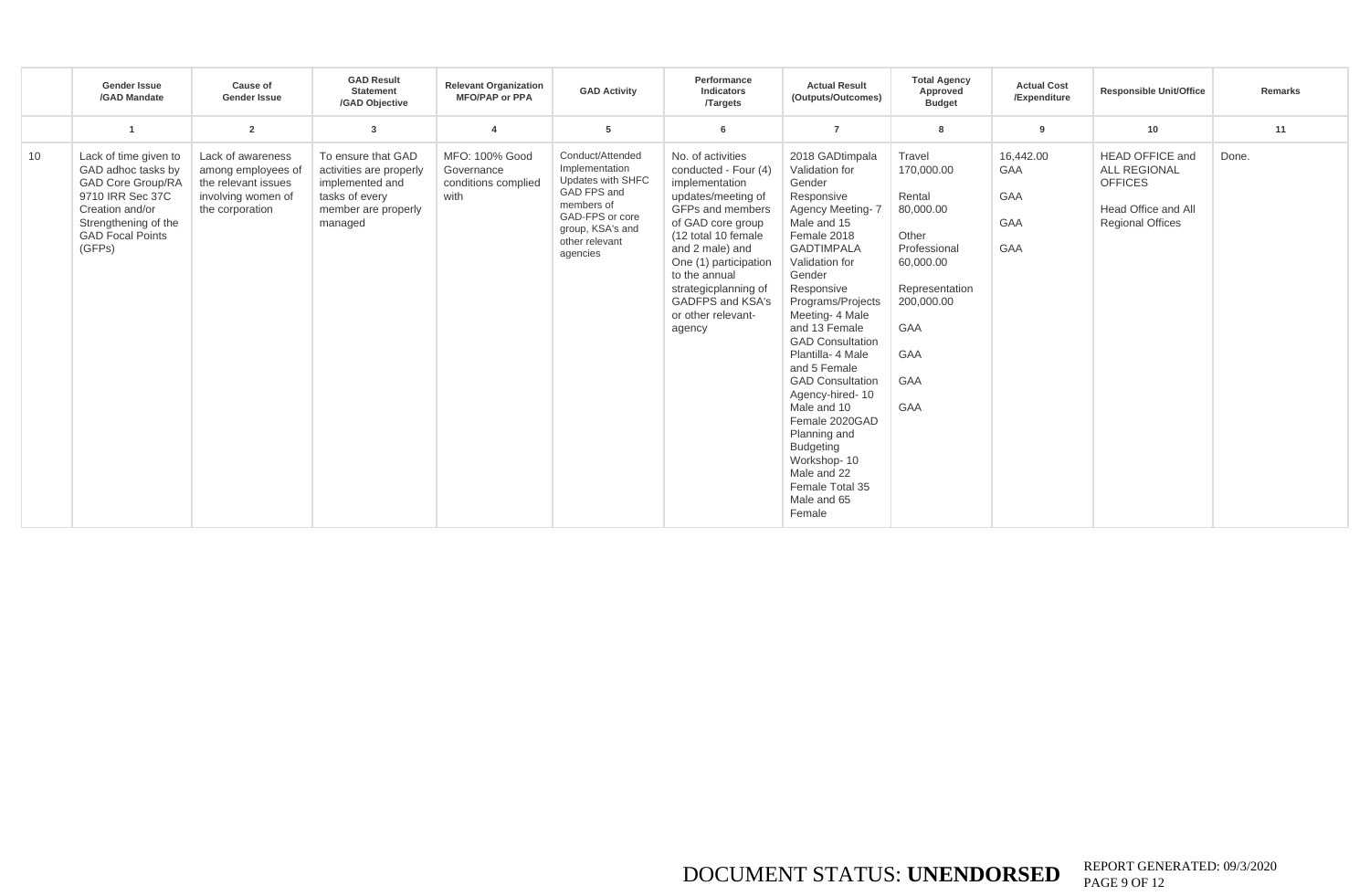| | Gender Issue /GAD Mandate | Cause of Gender Issue | GAD Result Statement /GAD Objective | Relevant Organization MFO/PAP or PPA | GAD Activity | Performance Indicators /Targets | Actual Result (Outputs/Outcomes) | Total Agency Approved Budget | Actual Cost /Expenditure | Responsible Unit/Office | Remarks |
|---|---|---|---|---|---|---|---|---|---|---|---|
| | 1 | 2 | 3 | 4 | 5 | 6 | 7 | 8 | 9 | 10 | 11 |
| 10 | Lack of time given to GAD adhoc tasks by GAD Core Group/RA 9710 IRR Sec 37C Creation and/or Strengthening of the GAD Focal Points (GFPs) | Lack of awareness among employees of the relevant issues involving women of the corporation | To ensure that GAD activities are properly implemented and tasks of every member are properly managed | MFO: 100% Good Governance conditions complied with | Conduct/Attended Implementation Updates with SHFC GAD FPS and members of GAD-FPS or core group, KSA's and other relevant agencies | No. of activities conducted - Four (4) implementation updates/meeting of GFPs and members of GAD core group (12 total 10 female and 2 male) and One (1) participation to the annual strategicplanning of GADFPS and KSA's or other relevant-agency | 2018 GADtimpala Validation for Gender Responsive Agency Meeting- 7 Male and 15 Female 2018 GADTIMPALA Validation for Gender Responsive Programs/Projects Meeting- 4 Male and 13 Female GAD Consultation Plantilla- 4 Male and 5 Female GAD Consultation Agency-hired- 10 Male and 10 Female 2020GAD Planning and Budgeting Workshop- 10 Male and 22 Female Total 35 Male and 65 Female | Travel 170,000.00 Rental 80,000.00 Other Professional 60,000.00 Representation 200,000.00 GAA GAA GAA GAA | 16,442.00 GAA GAA GAA GAA | HEAD OFFICE and ALL REGIONAL OFFICES Head Office and All Regional Offices | Done. |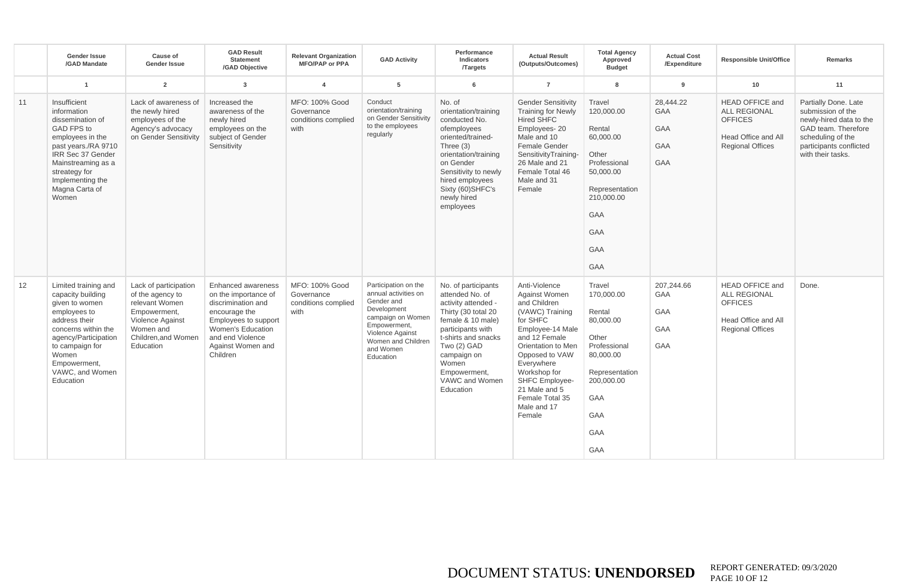| | Gender Issue /GAD Mandate | Cause of Gender Issue | GAD Result Statement /GAD Objective | Relevant Organization MFO/PAP or PPA | GAD Activity | Performance Indicators /Targets | Actual Result (Outputs/Outcomes) | Total Agency Approved Budget | Actual Cost /Expenditure | Responsible Unit/Office | Remarks |
|---|---|---|---|---|---|---|---|---|---|---|---|
| | 1 | 2 | 3 | 4 | 5 | 6 | 7 | 8 | 9 | 10 | 11 |
| 11 | Insufficient information dissemination of GAD FPS to employees in the past years./RA 9710 IRR Sec 37 Gender Mainstreaming as a streategy for Implementing the Magna Carta of Women | Lack of awareness of the newly hired employees of the Agency's advocacy on Gender Sensitivity | Increased the awareness of the newly hired employees on the subject of Gender Sensitivity | MFO: 100% Good Governance conditions complied with | Conduct orientation/training on Gender Sensitivity to the employees regularly | No. of orientation/training conducted No. ofemployees oriented/trained- Three (3) orientation/training on Gender Sensitivity to newly hired employees Sixty (60)SHFC's newly hired employees | Gender Sensitivity Training for Newly Hired SHFC Employees- 20 Male and 10 Female Gender SensitivityTraining- 26 Male and 21 Female Total 46 Male and 31 Female | Travel 120,000.00<br>Rental 60,000.00<br>Other Professional 50,000.00<br>Representation 210,000.00<br>GAA<br>GAA<br>GAA<br>GAA | 28,444.22 GAA<br>GAA<br>GAA<br>GAA | HEAD OFFICE and ALL REGIONAL OFFICES<br>Head Office and All Regional Offices | Partially Done. Late submission of the newly-hired data to the GAD team. Therefore scheduling of the participants conflicted with their tasks. |
| 12 | Limited training and capacity building given to women employees to address their concerns within the agency/Participation to campaign for Women Empowerment, VAWC, and Women Education | Lack of participation of the agency to relevant Women Empowerment, Violence Against Women and Children,and Women Education | Enhanced awareness on the importance of discrimination and encourage the Employees to support Women's Education and end Violence Against Women and Children | MFO: 100% Good Governance conditions complied with | Participation on the annual activities on Gender and Development campaign on Women Empowerment, Violence Against Women and Children and Women Education | No. of participants attended No. of activity attended - Thirty (30 total 20 female & 10 male) participants with t-shirts and snacks Two (2) GAD campaign on Women Empowerment, VAWC and Women Education | Anti-Violence Against Women and Children (VAWC) Training for SHFC Employee-14 Male and 12 Female Orientation to Men Opposed to VAW Everywhere Workshop for SHFC Employee- 21 Male and 5 Female Total 35 Male and 17 Female | Travel 170,000.00<br>Rental 80,000.00<br>Other Professional 80,000.00<br>Representation 200,000.00<br>GAA<br>GAA<br>GAA<br>GAA | 207,244.66 GAA<br>GAA<br>GAA<br>GAA | HEAD OFFICE and ALL REGIONAL OFFICES<br>Head Office and All Regional Offices | Done. |

DOCUMENT STATUS: **UNENDORSED** REPORT GENERATED: 09/3/2020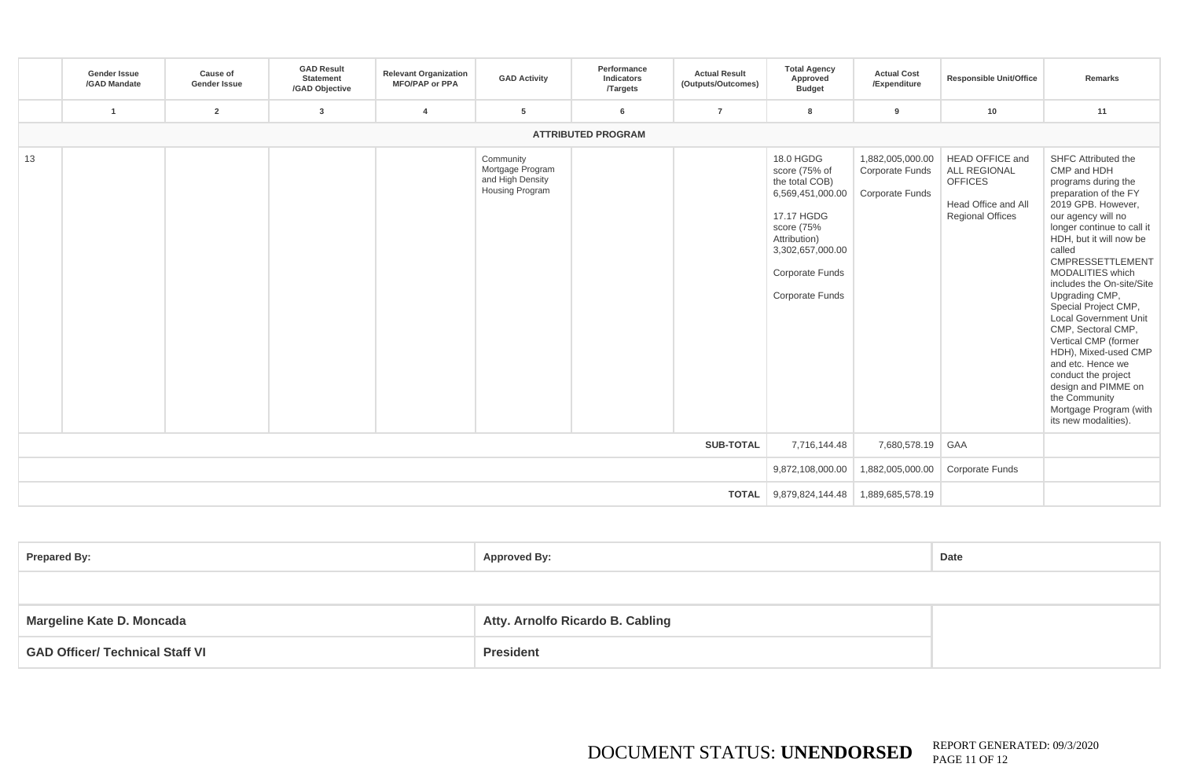| | Gender Issue /GAD Mandate | Cause of Gender Issue | GAD Result Statement /GAD Objective | Relevant Organization MFO/PAP or PPA | GAD Activity | Performance Indicators /Targets | Actual Result (Outputs/Outcomes) | Total Agency Approved Budget | Actual Cost /Expenditure | Responsible Unit/Office | Remarks |
|---|---|---|---|---|---|---|---|---|---|---|---|
| | 1 | 2 | 3 | 4 | 5 | 6 | 7 | 8 | 9 | 10 | 11 |
| **ATTRIBUTED PROGRAM** | | | | | | | | | | | |
| 13 | | | | | Community Mortgage Program and High Density Housing Program | | | 18.0 HGDG score (75% of the total COB) 6,569,451,000.00<br>17.17 HGDG score (75% Attribution) 3,302,657,000.00<br>Corporate Funds<br>Corporate Funds | 1,882,005,000.00 Corporate Funds<br>Corporate Funds | HEAD OFFICE and ALL REGIONAL OFFICES<br>Head Office and All Regional Offices | SHFC Attributed the CMP and HDH programs during the preparation of the FY 2019 GPB. However, our agency will no longer continue to call it HDH, but it will now be called CMPRESSETTLEMENT MODALITIES which includes the On-site/Site Upgrading CMP, Special Project CMP, Local Government Unit CMP, Sectoral CMP, Vertical CMP (former HDH), Mixed-used CMP and etc. Hence we conduct the project design and PIMME on the Community Mortgage Program (with its new modalities). |
| | | | | | | | **SUB-TOTAL** | 7,716,144.48 | 7,680,578.19 | GAA | |
| | | | | | | | | 9,872,108,000.00 | 1,882,005,000.00 | Corporate Funds | |
| | | | | | | | **TOTAL** | 9,879,824,144.48 | 1,889,685,578.19 | | |

| Prepared By: | Approved By: | Date |
|---|---|---|
| | | |
| **Margeline Kate D. Moncada** | **Atty. Arnolfo Ricardo B. Cabling** | |
| **GAD Officer/ Technical Staff VI** | **President** | |

DOCUMENT STATUS: **UNENDORSED**

REPORT GENERATED: 09/3/2020